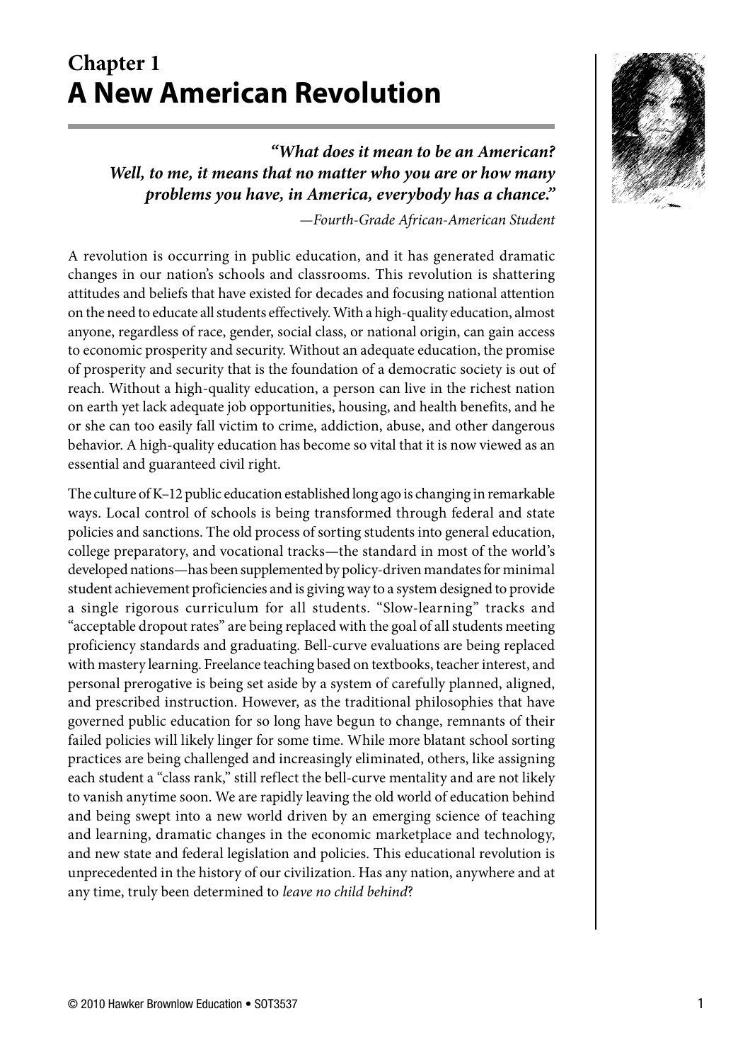# Chapter 1
# A New American Revolution

> ***"What does it mean to be an American? Well, to me, it means that no matter who you are or how many problems you have, in America, everybody has a chance."***
>
> *—Fourth-Grade African-American Student*

A revolution is occurring in public education, and it has generated dramatic changes in our nation's schools and classrooms. This revolution is shattering attitudes and beliefs that have existed for decades and focusing national attention on the need to educate all students effectively. With a high-quality education, almost anyone, regardless of race, gender, social class, or national origin, can gain access to economic prosperity and security. Without an adequate education, the promise of prosperity and security that is the foundation of a democratic society is out of reach. Without a high-quality education, a person can live in the richest nation on earth yet lack adequate job opportunities, housing, and health benefits, and he or she can too easily fall victim to crime, addiction, abuse, and other dangerous behavior. A high-quality education has become so vital that it is now viewed as an essential and guaranteed civil right.

The culture of K–12 public education established long ago is changing in remarkable ways. Local control of schools is being transformed through federal and state policies and sanctions. The old process of sorting students into general education, college preparatory, and vocational tracks—the standard in most of the world's developed nations—has been supplemented by policy-driven mandates for minimal student achievement proficiencies and is giving way to a system designed to provide a single rigorous curriculum for all students. "Slow-learning" tracks and "acceptable dropout rates" are being replaced with the goal of all students meeting proficiency standards and graduating. Bell-curve evaluations are being replaced with mastery learning. Freelance teaching based on textbooks, teacher interest, and personal prerogative is being set aside by a system of carefully planned, aligned, and prescribed instruction. However, as the traditional philosophies that have governed public education for so long have begun to change, remnants of their failed policies will likely linger for some time. While more blatant school sorting practices are being challenged and increasingly eliminated, others, like assigning each student a "class rank," still reflect the bell-curve mentality and are not likely to vanish anytime soon. We are rapidly leaving the old world of education behind and being swept into a new world driven by an emerging science of teaching and learning, dramatic changes in the economic marketplace and technology, and new state and federal legislation and policies. This educational revolution is unprecedented in the history of our civilization. Has any nation, anywhere and at any time, truly been determined to *leave no child behind*?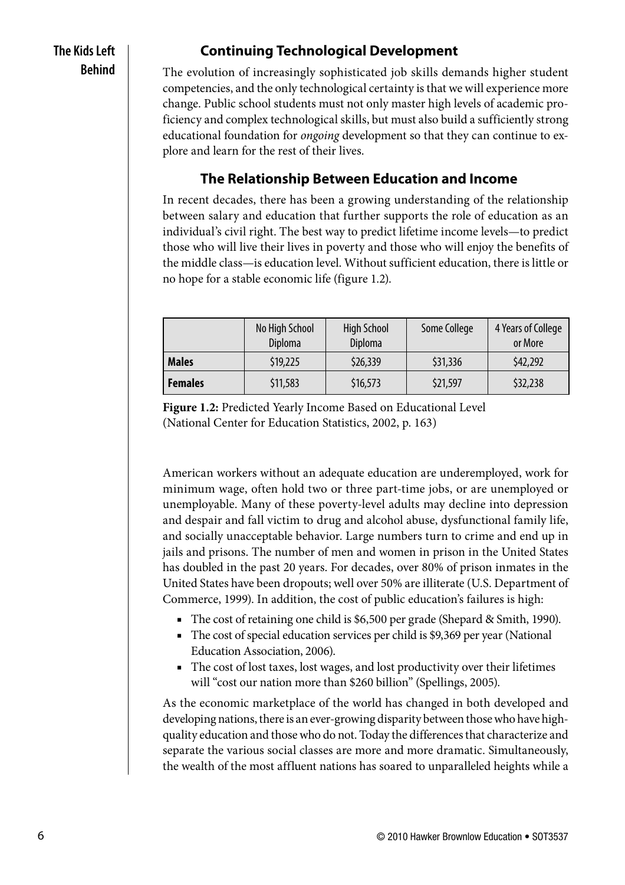## Continuing Technological Development

The evolution of increasingly sophisticated job skills demands higher student competencies, and the only technological certainty is that we will experience more change. Public school students must not only master high levels of academic proficiency and complex technological skills, but must also build a sufficiently strong educational foundation for *ongoing* development so that they can continue to explore and learn for the rest of their lives.

## The Relationship Between Education and Income

In recent decades, there has been a growing understanding of the relationship between salary and education that further supports the role of education as an individual's civil right. The best way to predict lifetime income levels—to predict those who will live their lives in poverty and those who will enjoy the benefits of the middle class—is education level. Without sufficient education, there is little or no hope for a stable economic life (figure 1.2).

| | No High School Diploma | High School Diploma | Some College | 4 Years of College or More |
|---|---|---|---|---|
| **Males** | $19,225 | $26,339 | $31,336 | $42,292 |
| **Females** | $11,583 | $16,573 | $21,597 | $32,238 |

**Figure 1.2:** Predicted Yearly Income Based on Educational Level (National Center for Education Statistics, 2002, p. 163)

American workers without an adequate education are underemployed, work for minimum wage, often hold two or three part-time jobs, or are unemployed or unemployable. Many of these poverty-level adults may decline into depression and despair and fall victim to drug and alcohol abuse, dysfunctional family life, and socially unacceptable behavior. Large numbers turn to crime and end up in jails and prisons. The number of men and women in prison in the United States has doubled in the past 20 years. For decades, over 80% of prison inmates in the United States have been dropouts; well over 50% are illiterate (U.S. Department of Commerce, 1999). In addition, the cost of public education's failures is high:

- The cost of retaining one child is $6,500 per grade (Shepard & Smith, 1990).
- The cost of special education services per child is $9,369 per year (National Education Association, 2006).
- The cost of lost taxes, lost wages, and lost productivity over their lifetimes will "cost our nation more than $260 billion" (Spellings, 2005).

As the economic marketplace of the world has changed in both developed and developing nations, there is an ever-growing disparity between those who have high-quality education and those who do not. Today the differences that characterize and separate the various social classes are more and more dramatic. Simultaneously, the wealth of the most affluent nations has soared to unparalleled heights while a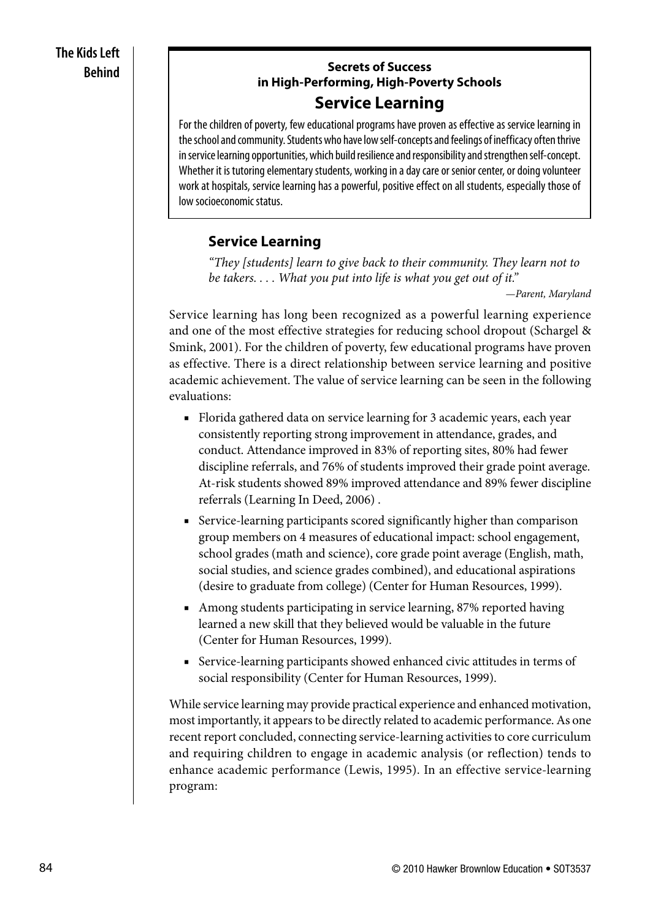**Secrets of Success in High-Performing, High-Poverty Schools**

## Service Learning

For the children of poverty, few educational programs have proven as effective as service learning in the school and community. Students who have low self-concepts and feelings of inefficacy often thrive in service learning opportunities, which build resilience and responsibility and strengthen self-concept. Whether it is tutoring elementary students, working in a day care or senior center, or doing volunteer work at hospitals, service learning has a powerful, positive effect on all students, especially those of low socioeconomic status.

### Service Learning

*"They [students] learn to give back to their community. They learn not to be takers. . . . What you put into life is what you get out of it."*

*—Parent, Maryland*

Service learning has long been recognized as a powerful learning experience and one of the most effective strategies for reducing school dropout (Schargel & Smink, 2001). For the children of poverty, few educational programs have proven as effective. There is a direct relationship between service learning and positive academic achievement. The value of service learning can be seen in the following evaluations:

- Florida gathered data on service learning for 3 academic years, each year consistently reporting strong improvement in attendance, grades, and conduct. Attendance improved in 83% of reporting sites, 80% had fewer discipline referrals, and 76% of students improved their grade point average. At-risk students showed 89% improved attendance and 89% fewer discipline referrals (Learning In Deed, 2006) .
- Service-learning participants scored significantly higher than comparison group members on 4 measures of educational impact: school engagement, school grades (math and science), core grade point average (English, math, social studies, and science grades combined), and educational aspirations (desire to graduate from college) (Center for Human Resources, 1999).
- Among students participating in service learning, 87% reported having learned a new skill that they believed would be valuable in the future (Center for Human Resources, 1999).
- Service-learning participants showed enhanced civic attitudes in terms of social responsibility (Center for Human Resources, 1999).

While service learning may provide practical experience and enhanced motivation, most importantly, it appears to be directly related to academic performance. As one recent report concluded, connecting service-learning activities to core curriculum and requiring children to engage in academic analysis (or reflection) tends to enhance academic performance (Lewis, 1995). In an effective service-learning program: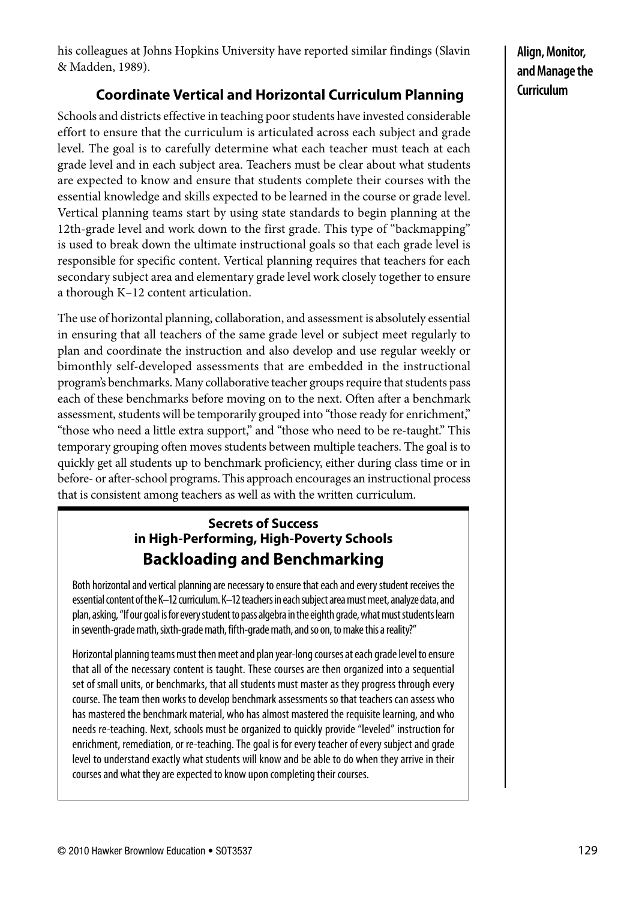his colleagues at Johns Hopkins University have reported similar findings (Slavin & Madden, 1989).

### Coordinate Vertical and Horizontal Curriculum Planning

Schools and districts effective in teaching poor students have invested considerable effort to ensure that the curriculum is articulated across each subject and grade level. The goal is to carefully determine what each teacher must teach at each grade level and in each subject area. Teachers must be clear about what students are expected to know and ensure that students complete their courses with the essential knowledge and skills expected to be learned in the course or grade level. Vertical planning teams start by using state standards to begin planning at the 12th-grade level and work down to the first grade. This type of "backmapping" is used to break down the ultimate instructional goals so that each grade level is responsible for specific content. Vertical planning requires that teachers for each secondary subject area and elementary grade level work closely together to ensure a thorough K–12 content articulation.

The use of horizontal planning, collaboration, and assessment is absolutely essential in ensuring that all teachers of the same grade level or subject meet regularly to plan and coordinate the instruction and also develop and use regular weekly or bimonthly self-developed assessments that are embedded in the instructional program's benchmarks. Many collaborative teacher groups require that students pass each of these benchmarks before moving on to the next. Often after a benchmark assessment, students will be temporarily grouped into "those ready for enrichment," "those who need a little extra support," and "those who need to be re-taught." This temporary grouping often moves students between multiple teachers. The goal is to quickly get all students up to benchmark proficiency, either during class time or in before- or after-school programs. This approach encourages an instructional process that is consistent among teachers as well as with the written curriculum.

> **Secrets of Success in High-Performing, High-Poverty Schools**
>
> **Backloading and Benchmarking**
>
> Both horizontal and vertical planning are necessary to ensure that each and every student receives the essential content of the K–12 curriculum. K–12 teachers in each subject area must meet, analyze data, and plan, asking, "If our goal is for every student to pass algebra in the eighth grade, what must students learn in seventh-grade math, sixth-grade math, fifth-grade math, and so on, to make this a reality?"
>
> Horizontal planning teams must then meet and plan year-long courses at each grade level to ensure that all of the necessary content is taught. These courses are then organized into a sequential set of small units, or benchmarks, that all students must master as they progress through every course. The team then works to develop benchmark assessments so that teachers can assess who has mastered the benchmark material, who has almost mastered the requisite learning, and who needs re-teaching. Next, schools must be organized to quickly provide "leveled" instruction for enrichment, remediation, or re-teaching. The goal is for every teacher of every subject and grade level to understand exactly what students will know and be able to do when they arrive in their courses and what they are expected to know upon completing their courses.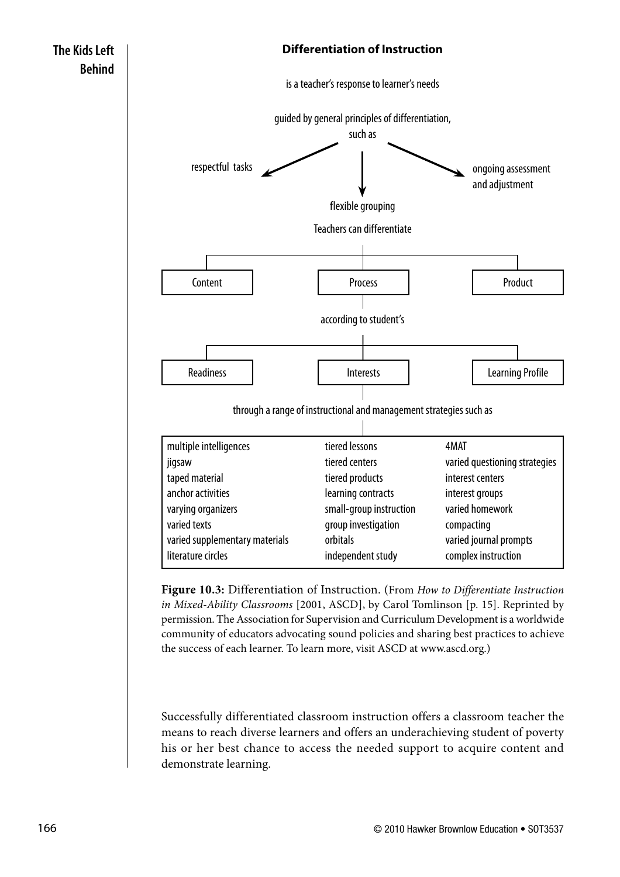**Differentiation of Instruction**

is a teacher's response to learner's needs

guided by general principles of differentiation, such as

respectful tasks

flexible grouping

ongoing assessment and adjustment

Teachers can differentiate

Content

Process

Product

according to student's

Readiness

Interests

Learning Profile

through a range of instructional and management strategies such as

| | | |
|---|---|---|
| multiple intelligences | tiered lessons | 4MAT |
| jigsaw | tiered centers | varied questioning strategies |
| taped material | tiered products | interest centers |
| anchor activities | learning contracts | interest groups |
| varying organizers | small-group instruction | varied homework |
| varied texts | group investigation | compacting |
| varied supplementary materials | orbitals | varied journal prompts |
| literature circles | independent study | complex instruction |

**Figure 10.3:** Differentiation of Instruction. (From *How to Differentiate Instruction in Mixed-Ability Classrooms* [2001, ASCD], by Carol Tomlinson [p. 15]. Reprinted by permission. The Association for Supervision and Curriculum Development is a worldwide community of educators advocating sound policies and sharing best practices to achieve the success of each learner. To learn more, visit ASCD at www.ascd.org.)

Successfully differentiated classroom instruction offers a classroom teacher the means to reach diverse learners and offers an underachieving student of poverty his or her best chance to access the needed support to acquire content and demonstrate learning.